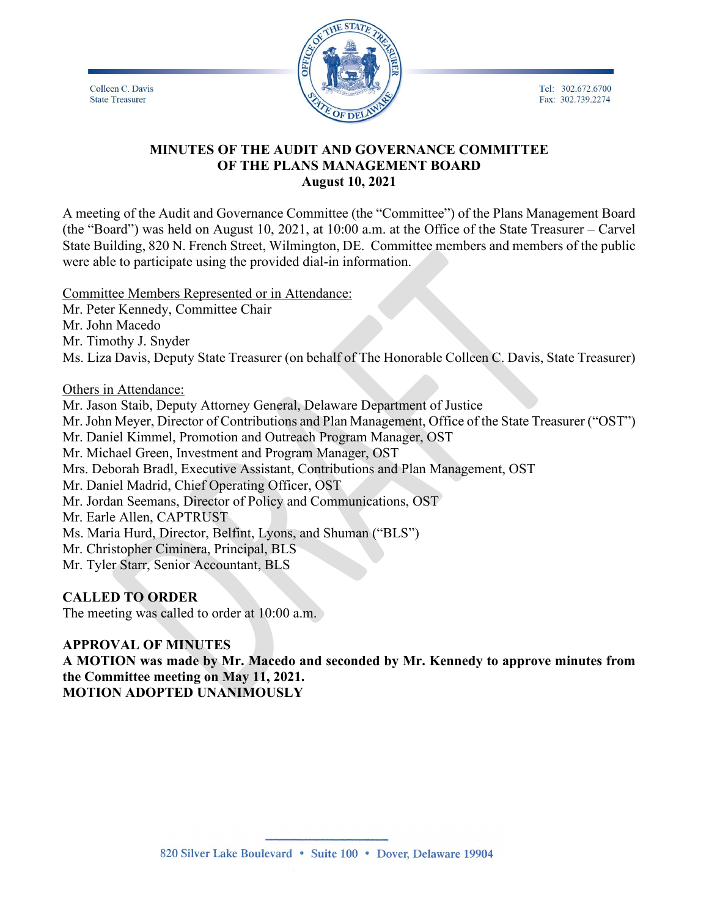Colleen C. Davis
State Treasurer

Tel: 302.672.6700
Fax: 302.739.2274

# MINUTES OF THE AUDIT AND GOVERNANCE COMMITTEE OF THE PLANS MANAGEMENT BOARD
## August 10, 2021

A meeting of the Audit and Governance Committee (the "Committee") of the Plans Management Board (the "Board") was held on August 10, 2021, at 10:00 a.m. at the Office of the State Treasurer – Carvel State Building, 820 N. French Street, Wilmington, DE. Committee members and members of the public were able to participate using the provided dial-in information.

Committee Members Represented or in Attendance:
Mr. Peter Kennedy, Committee Chair
Mr. John Macedo
Mr. Timothy J. Snyder
Ms. Liza Davis, Deputy State Treasurer (on behalf of The Honorable Colleen C. Davis, State Treasurer)

Others in Attendance:
Mr. Jason Staib, Deputy Attorney General, Delaware Department of Justice
Mr. John Meyer, Director of Contributions and Plan Management, Office of the State Treasurer ("OST")
Mr. Daniel Kimmel, Promotion and Outreach Program Manager, OST
Mr. Michael Green, Investment and Program Manager, OST
Mrs. Deborah Bradl, Executive Assistant, Contributions and Plan Management, OST
Mr. Daniel Madrid, Chief Operating Officer, OST
Mr. Jordan Seemans, Director of Policy and Communications, OST
Mr. Earle Allen, CAPTRUST
Ms. Maria Hurd, Director, Belfint, Lyons, and Shuman ("BLS")
Mr. Christopher Ciminera, Principal, BLS
Mr. Tyler Starr, Senior Accountant, BLS

**CALLED TO ORDER**
The meeting was called to order at 10:00 a.m.

**APPROVAL OF MINUTES**
**A MOTION was made by Mr. Macedo and seconded by Mr. Kennedy to approve minutes from the Committee meeting on May 11, 2021.**
**MOTION ADOPTED UNANIMOUSLY**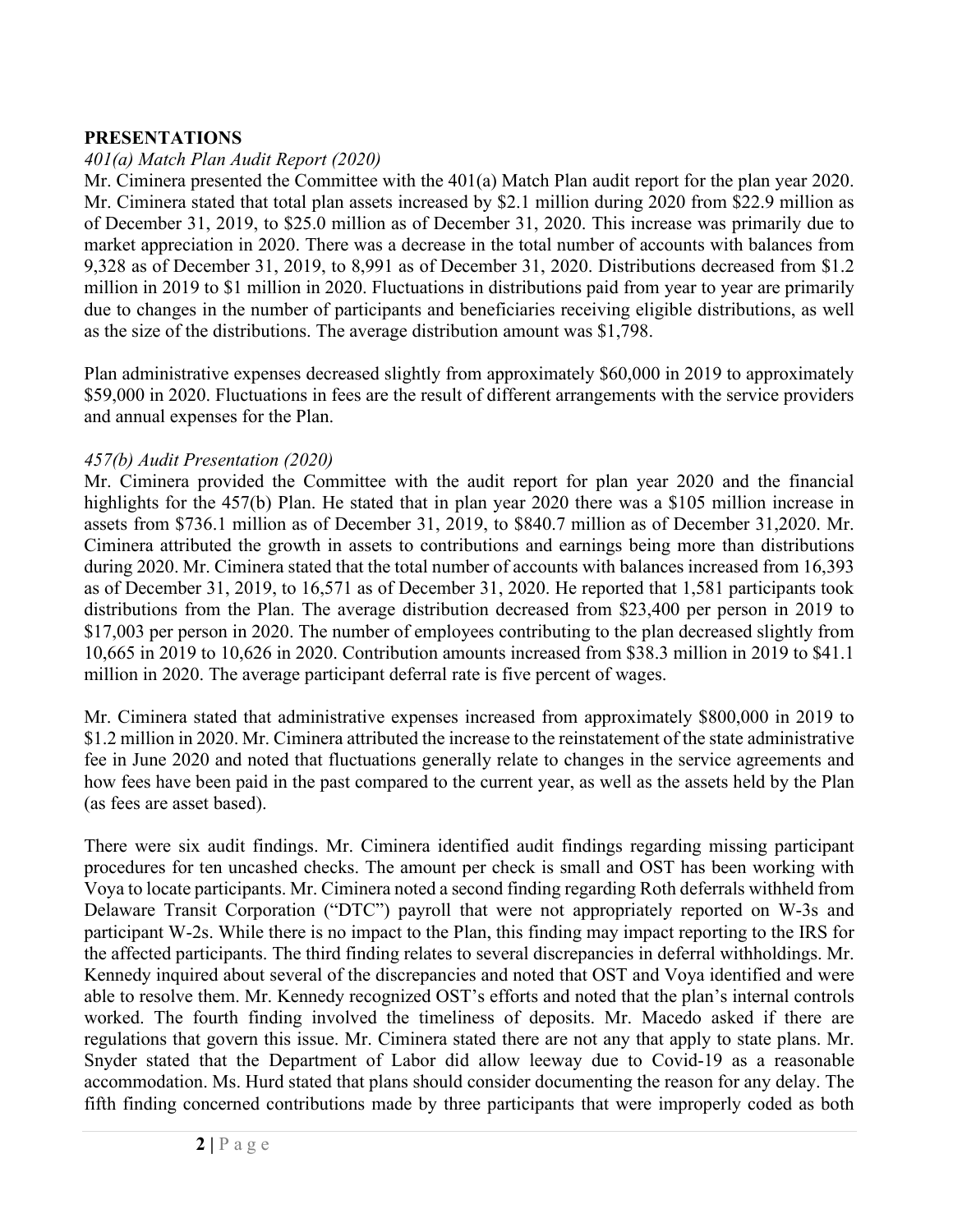## PRESENTATIONS

*401(a) Match Plan Audit Report (2020)*

Mr. Ciminera presented the Committee with the 401(a) Match Plan audit report for the plan year 2020. Mr. Ciminera stated that total plan assets increased by $2.1 million during 2020 from $22.9 million as of December 31, 2019, to $25.0 million as of December 31, 2020. This increase was primarily due to market appreciation in 2020. There was a decrease in the total number of accounts with balances from 9,328 as of December 31, 2019, to 8,991 as of December 31, 2020. Distributions decreased from $1.2 million in 2019 to $1 million in 2020. Fluctuations in distributions paid from year to year are primarily due to changes in the number of participants and beneficiaries receiving eligible distributions, as well as the size of the distributions. The average distribution amount was $1,798.

Plan administrative expenses decreased slightly from approximately $60,000 in 2019 to approximately $59,000 in 2020. Fluctuations in fees are the result of different arrangements with the service providers and annual expenses for the Plan.

*457(b) Audit Presentation (2020)*

Mr. Ciminera provided the Committee with the audit report for plan year 2020 and the financial highlights for the 457(b) Plan. He stated that in plan year 2020 there was a $105 million increase in assets from $736.1 million as of December 31, 2019, to $840.7 million as of December 31,2020. Mr. Ciminera attributed the growth in assets to contributions and earnings being more than distributions during 2020. Mr. Ciminera stated that the total number of accounts with balances increased from 16,393 as of December 31, 2019, to 16,571 as of December 31, 2020. He reported that 1,581 participants took distributions from the Plan. The average distribution decreased from $23,400 per person in 2019 to $17,003 per person in 2020. The number of employees contributing to the plan decreased slightly from 10,665 in 2019 to 10,626 in 2020. Contribution amounts increased from $38.3 million in 2019 to $41.1 million in 2020. The average participant deferral rate is five percent of wages.

Mr. Ciminera stated that administrative expenses increased from approximately $800,000 in 2019 to $1.2 million in 2020. Mr. Ciminera attributed the increase to the reinstatement of the state administrative fee in June 2020 and noted that fluctuations generally relate to changes in the service agreements and how fees have been paid in the past compared to the current year, as well as the assets held by the Plan (as fees are asset based).

There were six audit findings. Mr. Ciminera identified audit findings regarding missing participant procedures for ten uncashed checks. The amount per check is small and OST has been working with Voya to locate participants. Mr. Ciminera noted a second finding regarding Roth deferrals withheld from Delaware Transit Corporation ("DTC") payroll that were not appropriately reported on W-3s and participant W-2s. While there is no impact to the Plan, this finding may impact reporting to the IRS for the affected participants. The third finding relates to several discrepancies in deferral withholdings. Mr. Kennedy inquired about several of the discrepancies and noted that OST and Voya identified and were able to resolve them. Mr. Kennedy recognized OST's efforts and noted that the plan's internal controls worked. The fourth finding involved the timeliness of deposits. Mr. Macedo asked if there are regulations that govern this issue. Mr. Ciminera stated there are not any that apply to state plans. Mr. Snyder stated that the Department of Labor did allow leeway due to Covid-19 as a reasonable accommodation. Ms. Hurd stated that plans should consider documenting the reason for any delay. The fifth finding concerned contributions made by three participants that were improperly coded as both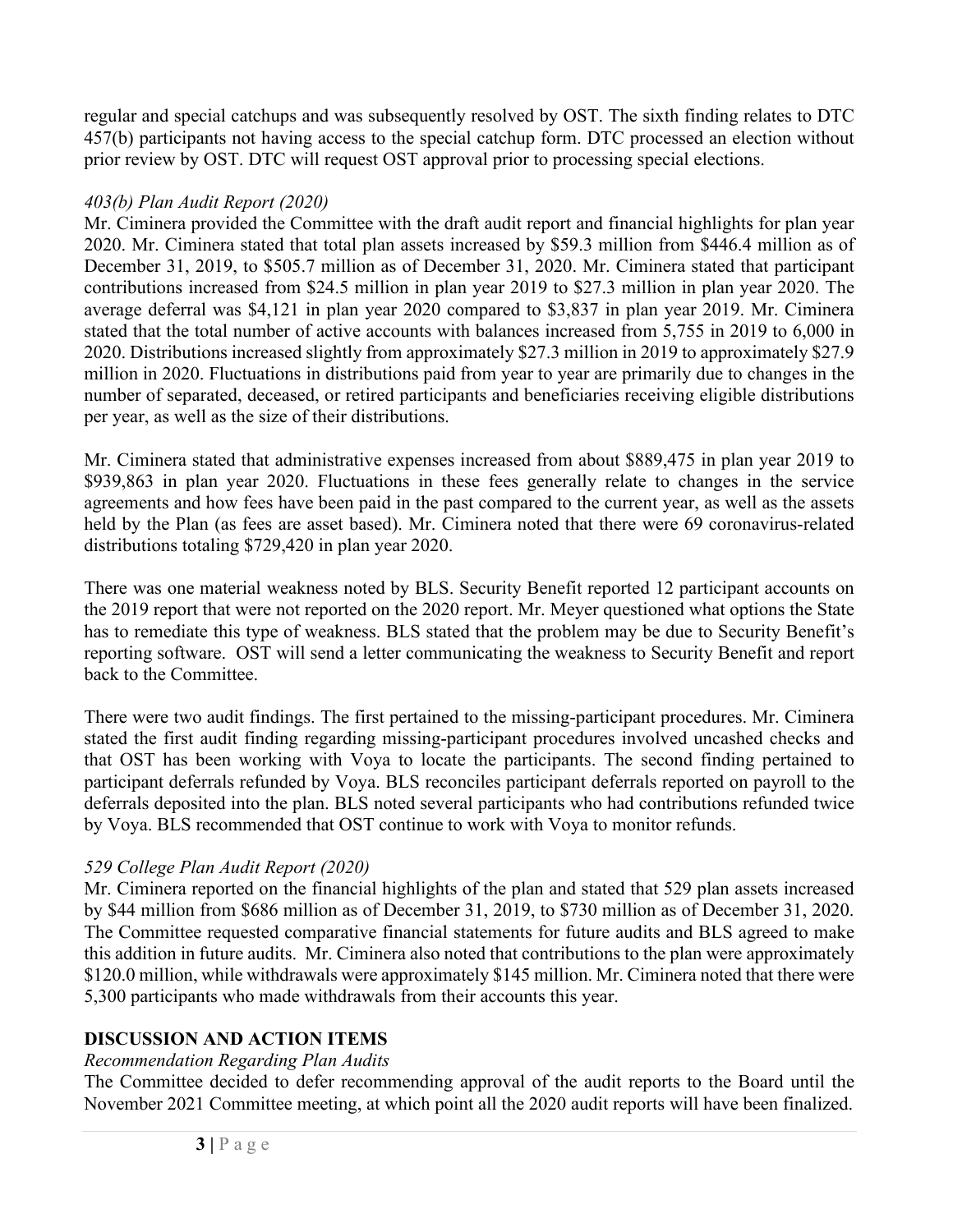regular and special catchups and was subsequently resolved by OST. The sixth finding relates to DTC 457(b) participants not having access to the special catchup form. DTC processed an election without prior review by OST. DTC will request OST approval prior to processing special elections.

*403(b) Plan Audit Report (2020)*

Mr. Ciminera provided the Committee with the draft audit report and financial highlights for plan year 2020. Mr. Ciminera stated that total plan assets increased by $59.3 million from $446.4 million as of December 31, 2019, to $505.7 million as of December 31, 2020. Mr. Ciminera stated that participant contributions increased from $24.5 million in plan year 2019 to $27.3 million in plan year 2020. The average deferral was $4,121 in plan year 2020 compared to $3,837 in plan year 2019. Mr. Ciminera stated that the total number of active accounts with balances increased from 5,755 in 2019 to 6,000 in 2020. Distributions increased slightly from approximately $27.3 million in 2019 to approximately $27.9 million in 2020. Fluctuations in distributions paid from year to year are primarily due to changes in the number of separated, deceased, or retired participants and beneficiaries receiving eligible distributions per year, as well as the size of their distributions.

Mr. Ciminera stated that administrative expenses increased from about $889,475 in plan year 2019 to $939,863 in plan year 2020. Fluctuations in these fees generally relate to changes in the service agreements and how fees have been paid in the past compared to the current year, as well as the assets held by the Plan (as fees are asset based). Mr. Ciminera noted that there were 69 coronavirus-related distributions totaling $729,420 in plan year 2020.

There was one material weakness noted by BLS. Security Benefit reported 12 participant accounts on the 2019 report that were not reported on the 2020 report. Mr. Meyer questioned what options the State has to remediate this type of weakness. BLS stated that the problem may be due to Security Benefit's reporting software. OST will send a letter communicating the weakness to Security Benefit and report back to the Committee.

There were two audit findings. The first pertained to the missing-participant procedures. Mr. Ciminera stated the first audit finding regarding missing-participant procedures involved uncashed checks and that OST has been working with Voya to locate the participants. The second finding pertained to participant deferrals refunded by Voya. BLS reconciles participant deferrals reported on payroll to the deferrals deposited into the plan. BLS noted several participants who had contributions refunded twice by Voya. BLS recommended that OST continue to work with Voya to monitor refunds.

*529 College Plan Audit Report (2020)*

Mr. Ciminera reported on the financial highlights of the plan and stated that 529 plan assets increased by $44 million from $686 million as of December 31, 2019, to $730 million as of December 31, 2020. The Committee requested comparative financial statements for future audits and BLS agreed to make this addition in future audits. Mr. Ciminera also noted that contributions to the plan were approximately $120.0 million, while withdrawals were approximately $145 million. Mr. Ciminera noted that there were 5,300 participants who made withdrawals from their accounts this year.

## DISCUSSION AND ACTION ITEMS

*Recommendation Regarding Plan Audits*

The Committee decided to defer recommending approval of the audit reports to the Board until the November 2021 Committee meeting, at which point all the 2020 audit reports will have been finalized.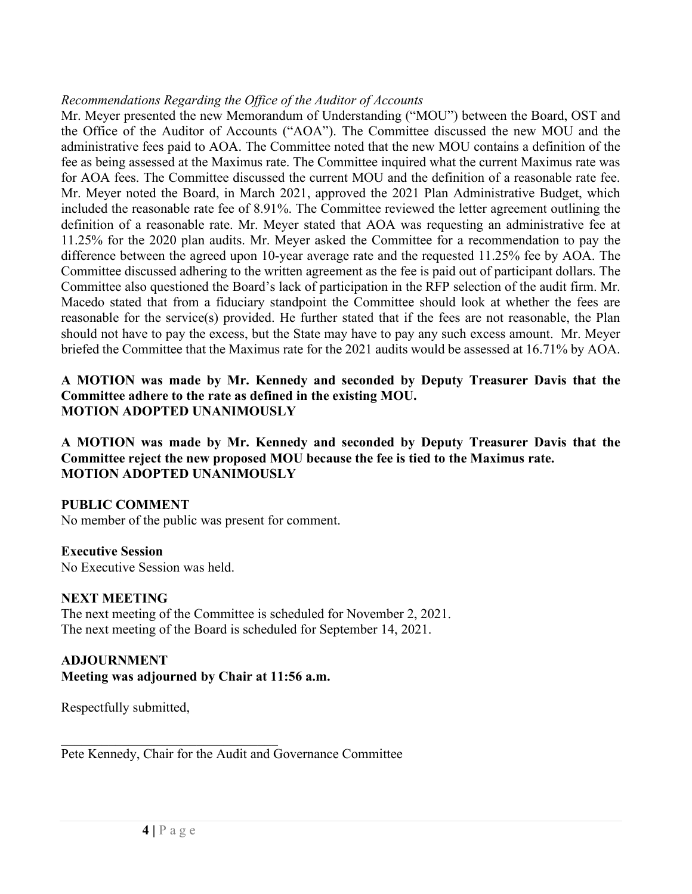*Recommendations Regarding the Office of the Auditor of Accounts*

Mr. Meyer presented the new Memorandum of Understanding ("MOU") between the Board, OST and the Office of the Auditor of Accounts ("AOA"). The Committee discussed the new MOU and the administrative fees paid to AOA. The Committee noted that the new MOU contains a definition of the fee as being assessed at the Maximus rate. The Committee inquired what the current Maximus rate was for AOA fees. The Committee discussed the current MOU and the definition of a reasonable rate fee. Mr. Meyer noted the Board, in March 2021, approved the 2021 Plan Administrative Budget, which included the reasonable rate fee of 8.91%. The Committee reviewed the letter agreement outlining the definition of a reasonable rate. Mr. Meyer stated that AOA was requesting an administrative fee at 11.25% for the 2020 plan audits. Mr. Meyer asked the Committee for a recommendation to pay the difference between the agreed upon 10-year average rate and the requested 11.25% fee by AOA. The Committee discussed adhering to the written agreement as the fee is paid out of participant dollars. The Committee also questioned the Board's lack of participation in the RFP selection of the audit firm. Mr. Macedo stated that from a fiduciary standpoint the Committee should look at whether the fees are reasonable for the service(s) provided. He further stated that if the fees are not reasonable, the Plan should not have to pay the excess, but the State may have to pay any such excess amount. Mr. Meyer briefed the Committee that the Maximus rate for the 2021 audits would be assessed at 16.71% by AOA.

**A MOTION was made by Mr. Kennedy and seconded by Deputy Treasurer Davis that the Committee adhere to the rate as defined in the existing MOU.**
**MOTION ADOPTED UNANIMOUSLY**

**A MOTION was made by Mr. Kennedy and seconded by Deputy Treasurer Davis that the Committee reject the new proposed MOU because the fee is tied to the Maximus rate.**
**MOTION ADOPTED UNANIMOUSLY**

**PUBLIC COMMENT**

No member of the public was present for comment.

**Executive Session**

No Executive Session was held.

**NEXT MEETING**

The next meeting of the Committee is scheduled for November 2, 2021.
The next meeting of the Board is scheduled for September 14, 2021.

**ADJOURNMENT**

**Meeting was adjourned by Chair at 11:56 a.m.**

Respectfully submitted,

\_\_\_\_\_\_\_\_\_\_\_\_\_\_\_\_\_\_\_\_\_\_\_\_\_\_\_\_\_\_\_\_\_\_

Pete Kennedy, Chair for the Audit and Governance Committee